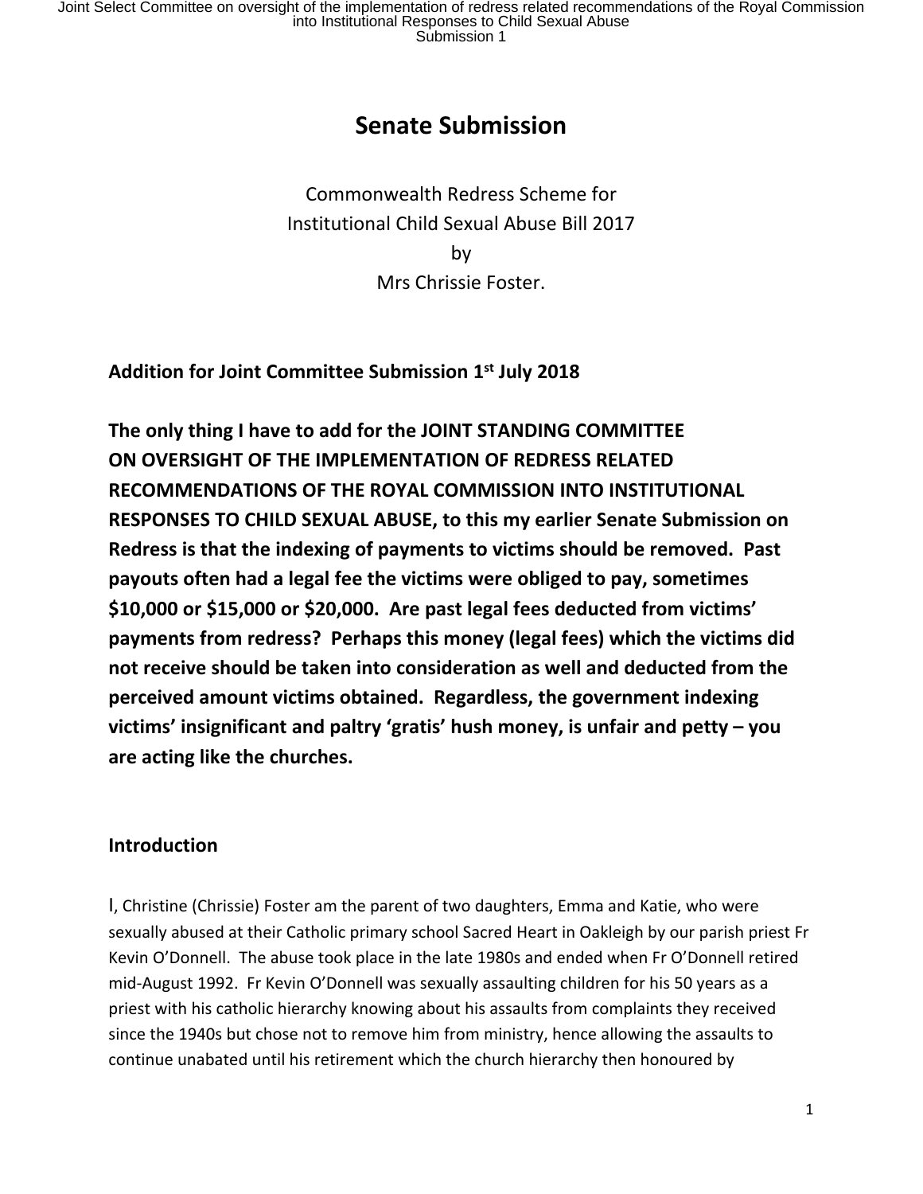# Senate Submission

Commonwealth Redress Scheme for
Institutional Child Sexual Abuse Bill 2017
by
Mrs Chrissie Foster.

**Addition for Joint Committee Submission 1st July 2018**

**The only thing I have to add for the JOINT STANDING COMMITTEE ON OVERSIGHT OF THE IMPLEMENTATION OF REDRESS RELATED RECOMMENDATIONS OF THE ROYAL COMMISSION INTO INSTITUTIONAL RESPONSES TO CHILD SEXUAL ABUSE, to this my earlier Senate Submission on Redress is that the indexing of payments to victims should be removed. Past payouts often had a legal fee the victims were obliged to pay, sometimes $10,000 or $15,000 or $20,000. Are past legal fees deducted from victims' payments from redress? Perhaps this money (legal fees) which the victims did not receive should be taken into consideration as well and deducted from the perceived amount victims obtained. Regardless, the government indexing victims' insignificant and paltry 'gratis' hush money, is unfair and petty – you are acting like the churches.**

## Introduction

I, Christine (Chrissie) Foster am the parent of two daughters, Emma and Katie, who were sexually abused at their Catholic primary school Sacred Heart in Oakleigh by our parish priest Fr Kevin O'Donnell. The abuse took place in the late 1980s and ended when Fr O'Donnell retired mid-August 1992. Fr Kevin O'Donnell was sexually assaulting children for his 50 years as a priest with his catholic hierarchy knowing about his assaults from complaints they received since the 1940s but chose not to remove him from ministry, hence allowing the assaults to continue unabated until his retirement which the church hierarchy then honoured by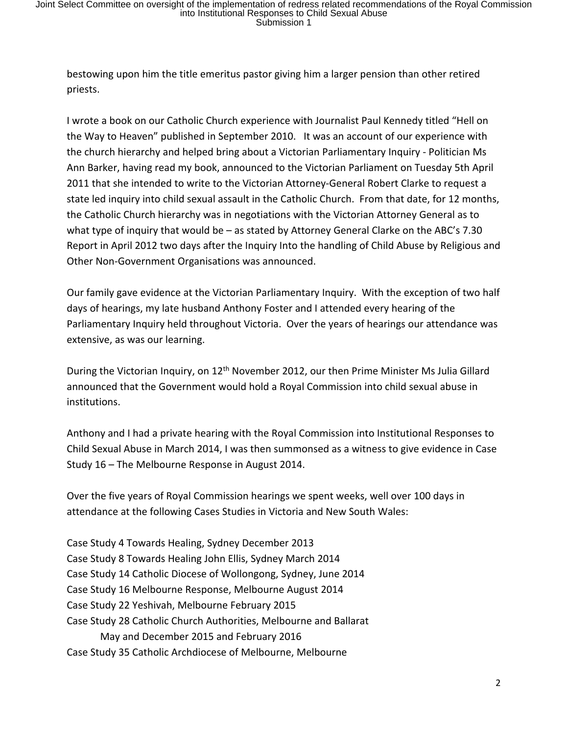bestowing upon him the title emeritus pastor giving him a larger pension than other retired priests.

I wrote a book on our Catholic Church experience with Journalist Paul Kennedy titled "Hell on the Way to Heaven" published in September 2010. It was an account of our experience with the church hierarchy and helped bring about a Victorian Parliamentary Inquiry - Politician Ms Ann Barker, having read my book, announced to the Victorian Parliament on Tuesday 5th April 2011 that she intended to write to the Victorian Attorney-General Robert Clarke to request a state led inquiry into child sexual assault in the Catholic Church. From that date, for 12 months, the Catholic Church hierarchy was in negotiations with the Victorian Attorney General as to what type of inquiry that would be – as stated by Attorney General Clarke on the ABC's 7.30 Report in April 2012 two days after the Inquiry Into the handling of Child Abuse by Religious and Other Non-Government Organisations was announced.

Our family gave evidence at the Victorian Parliamentary Inquiry. With the exception of two half days of hearings, my late husband Anthony Foster and I attended every hearing of the Parliamentary Inquiry held throughout Victoria. Over the years of hearings our attendance was extensive, as was our learning.

During the Victorian Inquiry, on 12th November 2012, our then Prime Minister Ms Julia Gillard announced that the Government would hold a Royal Commission into child sexual abuse in institutions.

Anthony and I had a private hearing with the Royal Commission into Institutional Responses to Child Sexual Abuse in March 2014, I was then summonsed as a witness to give evidence in Case Study 16 – The Melbourne Response in August 2014.

Over the five years of Royal Commission hearings we spent weeks, well over 100 days in attendance at the following Cases Studies in Victoria and New South Wales:

Case Study 4 Towards Healing, Sydney December 2013
Case Study 8 Towards Healing John Ellis, Sydney March 2014
Case Study 14 Catholic Diocese of Wollongong, Sydney, June 2014
Case Study 16 Melbourne Response, Melbourne August 2014
Case Study 22 Yeshivah, Melbourne February 2015
Case Study 28 Catholic Church Authorities, Melbourne and Ballarat
May and December 2015 and February 2016
Case Study 35 Catholic Archdiocese of Melbourne, Melbourne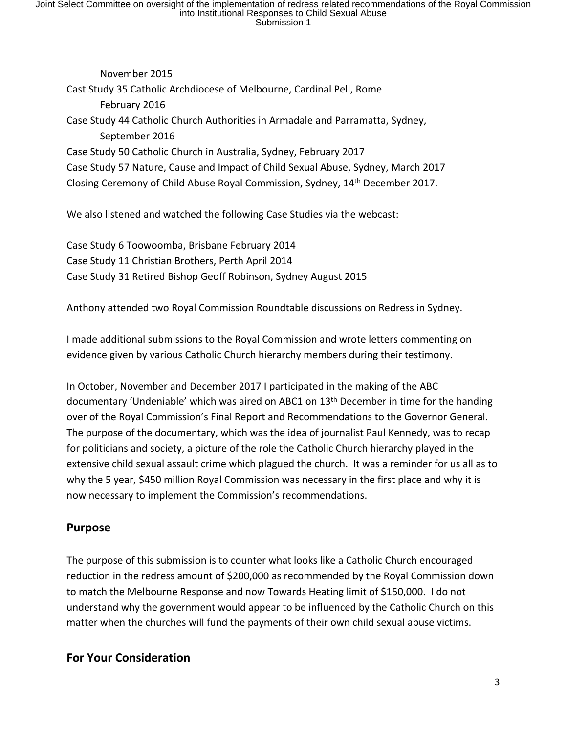November 2015

Cast Study 35 Catholic Archdiocese of Melbourne, Cardinal Pell, Rome

February 2016

Case Study 44 Catholic Church Authorities in Armadale and Parramatta, Sydney,

September 2016

Case Study 50 Catholic Church in Australia, Sydney, February 2017

Case Study 57 Nature, Cause and Impact of Child Sexual Abuse, Sydney, March 2017

Closing Ceremony of Child Abuse Royal Commission, Sydney, 14th December 2017.

We also listened and watched the following Case Studies via the webcast:

Case Study 6 Toowoomba, Brisbane February 2014

Case Study 11 Christian Brothers, Perth April 2014

Case Study 31 Retired Bishop Geoff Robinson, Sydney August 2015

Anthony attended two Royal Commission Roundtable discussions on Redress in Sydney.

I made additional submissions to the Royal Commission and wrote letters commenting on evidence given by various Catholic Church hierarchy members during their testimony.

In October, November and December 2017 I participated in the making of the ABC documentary 'Undeniable' which was aired on ABC1 on 13th December in time for the handing over of the Royal Commission's Final Report and Recommendations to the Governor General. The purpose of the documentary, which was the idea of journalist Paul Kennedy, was to recap for politicians and society, a picture of the role the Catholic Church hierarchy played in the extensive child sexual assault crime which plagued the church. It was a reminder for us all as to why the 5 year, $450 million Royal Commission was necessary in the first place and why it is now necessary to implement the Commission's recommendations.

## Purpose

The purpose of this submission is to counter what looks like a Catholic Church encouraged reduction in the redress amount of $200,000 as recommended by the Royal Commission down to match the Melbourne Response and now Towards Heating limit of $150,000. I do not understand why the government would appear to be influenced by the Catholic Church on this matter when the churches will fund the payments of their own child sexual abuse victims.

## For Your Consideration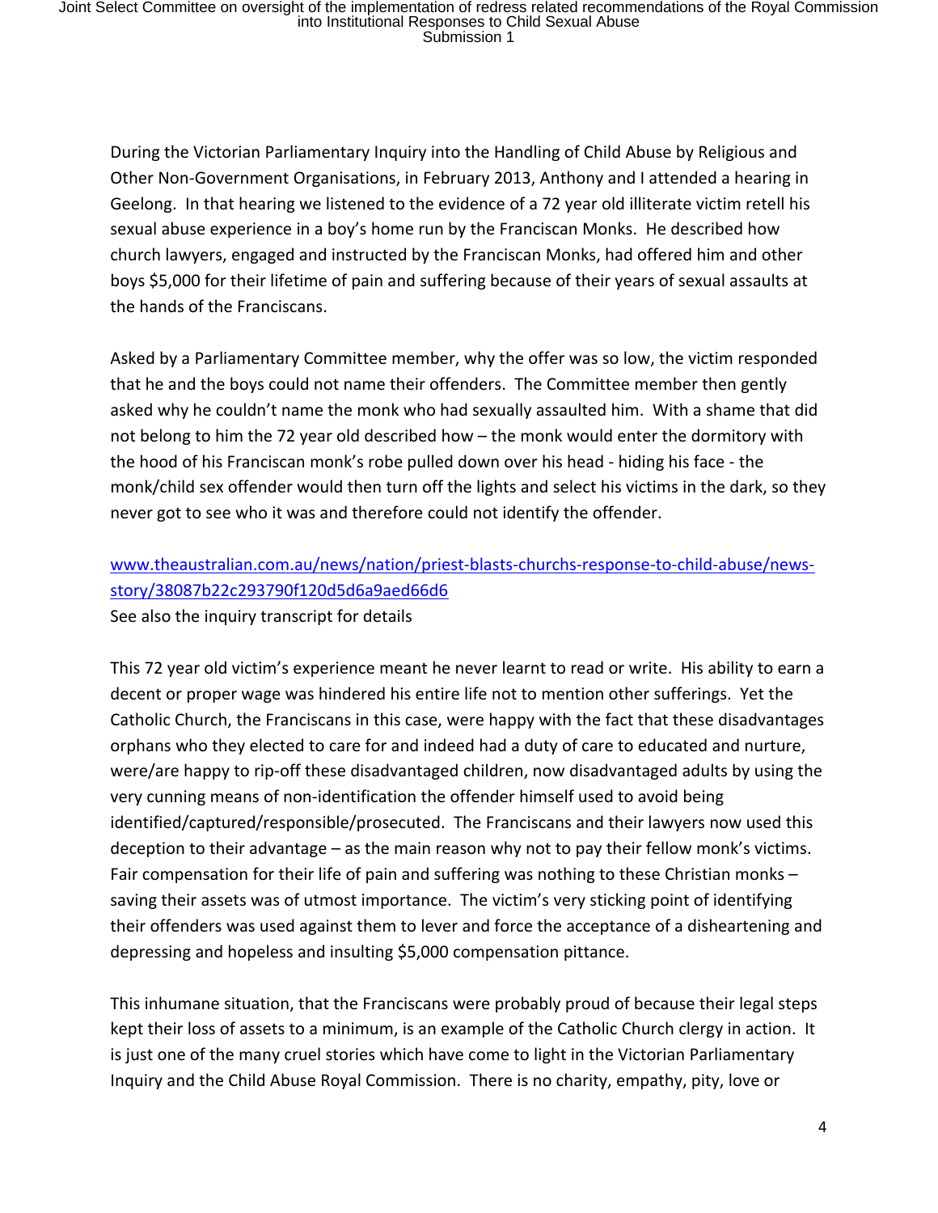During the Victorian Parliamentary Inquiry into the Handling of Child Abuse by Religious and Other Non-Government Organisations, in February 2013, Anthony and I attended a hearing in Geelong. In that hearing we listened to the evidence of a 72 year old illiterate victim retell his sexual abuse experience in a boy's home run by the Franciscan Monks. He described how church lawyers, engaged and instructed by the Franciscan Monks, had offered him and other boys $5,000 for their lifetime of pain and suffering because of their years of sexual assaults at the hands of the Franciscans.

Asked by a Parliamentary Committee member, why the offer was so low, the victim responded that he and the boys could not name their offenders. The Committee member then gently asked why he couldn't name the monk who had sexually assaulted him. With a shame that did not belong to him the 72 year old described how – the monk would enter the dormitory with the hood of his Franciscan monk's robe pulled down over his head - hiding his face - the monk/child sex offender would then turn off the lights and select his victims in the dark, so they never got to see who it was and therefore could not identify the offender.

[www.theaustralian.com.au/news/nation/priest-blasts-churchs-response-to-child-abuse/news-story/38087b22c293790f120d5d6a9aed66d6](www.theaustralian.com.au/news/nation/priest-blasts-churchs-response-to-child-abuse/news-story/38087b22c293790f120d5d6a9aed66d6)
See also the inquiry transcript for details

This 72 year old victim's experience meant he never learnt to read or write. His ability to earn a decent or proper wage was hindered his entire life not to mention other sufferings. Yet the Catholic Church, the Franciscans in this case, were happy with the fact that these disadvantages orphans who they elected to care for and indeed had a duty of care to educated and nurture, were/are happy to rip-off these disadvantaged children, now disadvantaged adults by using the very cunning means of non-identification the offender himself used to avoid being identified/captured/responsible/prosecuted. The Franciscans and their lawyers now used this deception to their advantage – as the main reason why not to pay their fellow monk's victims. Fair compensation for their life of pain and suffering was nothing to these Christian monks – saving their assets was of utmost importance. The victim's very sticking point of identifying their offenders was used against them to lever and force the acceptance of a disheartening and depressing and hopeless and insulting $5,000 compensation pittance.

This inhumane situation, that the Franciscans were probably proud of because their legal steps kept their loss of assets to a minimum, is an example of the Catholic Church clergy in action. It is just one of the many cruel stories which have come to light in the Victorian Parliamentary Inquiry and the Child Abuse Royal Commission. There is no charity, empathy, pity, love or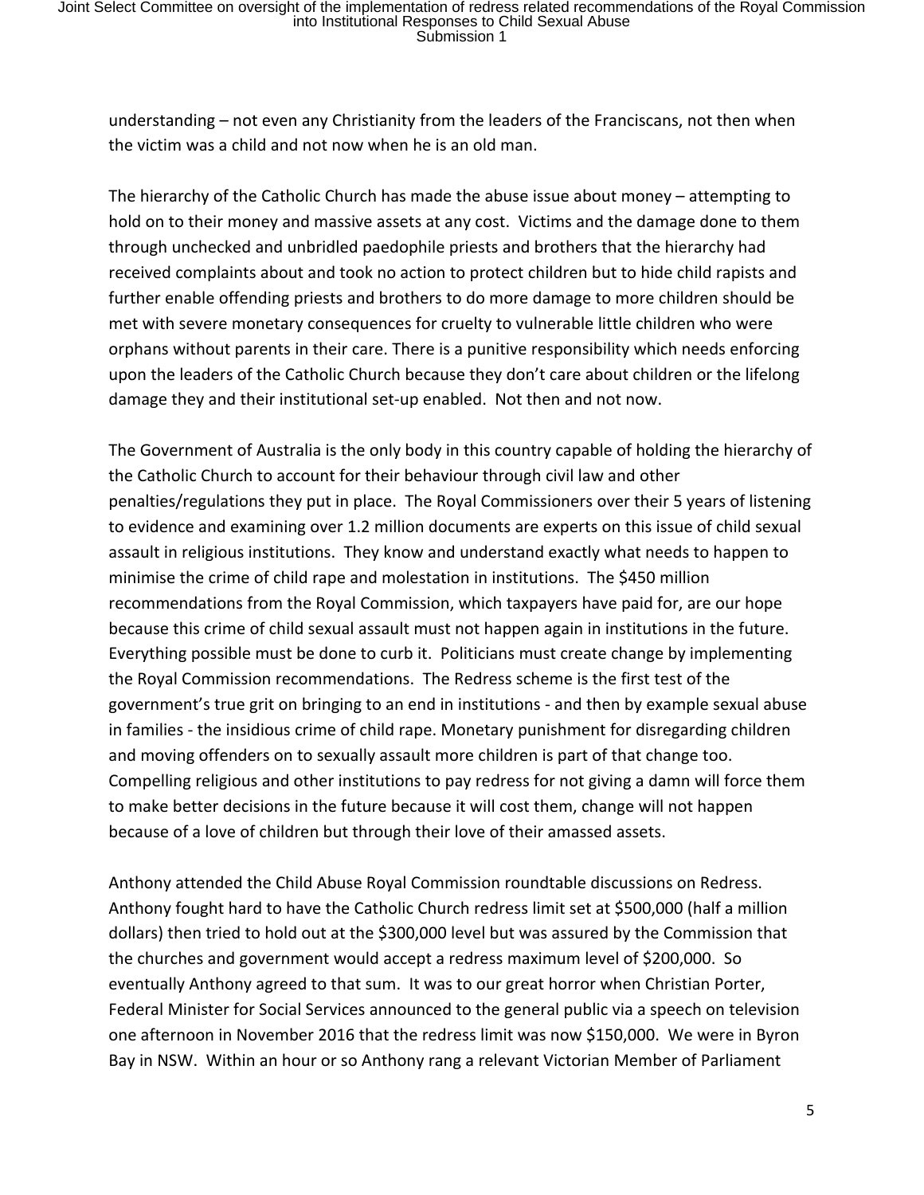understanding – not even any Christianity from the leaders of the Franciscans, not then when the victim was a child and not now when he is an old man.

The hierarchy of the Catholic Church has made the abuse issue about money – attempting to hold on to their money and massive assets at any cost. Victims and the damage done to them through unchecked and unbridled paedophile priests and brothers that the hierarchy had received complaints about and took no action to protect children but to hide child rapists and further enable offending priests and brothers to do more damage to more children should be met with severe monetary consequences for cruelty to vulnerable little children who were orphans without parents in their care. There is a punitive responsibility which needs enforcing upon the leaders of the Catholic Church because they don't care about children or the lifelong damage they and their institutional set-up enabled. Not then and not now.

The Government of Australia is the only body in this country capable of holding the hierarchy of the Catholic Church to account for their behaviour through civil law and other penalties/regulations they put in place. The Royal Commissioners over their 5 years of listening to evidence and examining over 1.2 million documents are experts on this issue of child sexual assault in religious institutions. They know and understand exactly what needs to happen to minimise the crime of child rape and molestation in institutions. The $450 million recommendations from the Royal Commission, which taxpayers have paid for, are our hope because this crime of child sexual assault must not happen again in institutions in the future. Everything possible must be done to curb it. Politicians must create change by implementing the Royal Commission recommendations. The Redress scheme is the first test of the government's true grit on bringing to an end in institutions - and then by example sexual abuse in families - the insidious crime of child rape. Monetary punishment for disregarding children and moving offenders on to sexually assault more children is part of that change too. Compelling religious and other institutions to pay redress for not giving a damn will force them to make better decisions in the future because it will cost them, change will not happen because of a love of children but through their love of their amassed assets.

Anthony attended the Child Abuse Royal Commission roundtable discussions on Redress. Anthony fought hard to have the Catholic Church redress limit set at $500,000 (half a million dollars) then tried to hold out at the $300,000 level but was assured by the Commission that the churches and government would accept a redress maximum level of $200,000. So eventually Anthony agreed to that sum. It was to our great horror when Christian Porter, Federal Minister for Social Services announced to the general public via a speech on television one afternoon in November 2016 that the redress limit was now $150,000. We were in Byron Bay in NSW. Within an hour or so Anthony rang a relevant Victorian Member of Parliament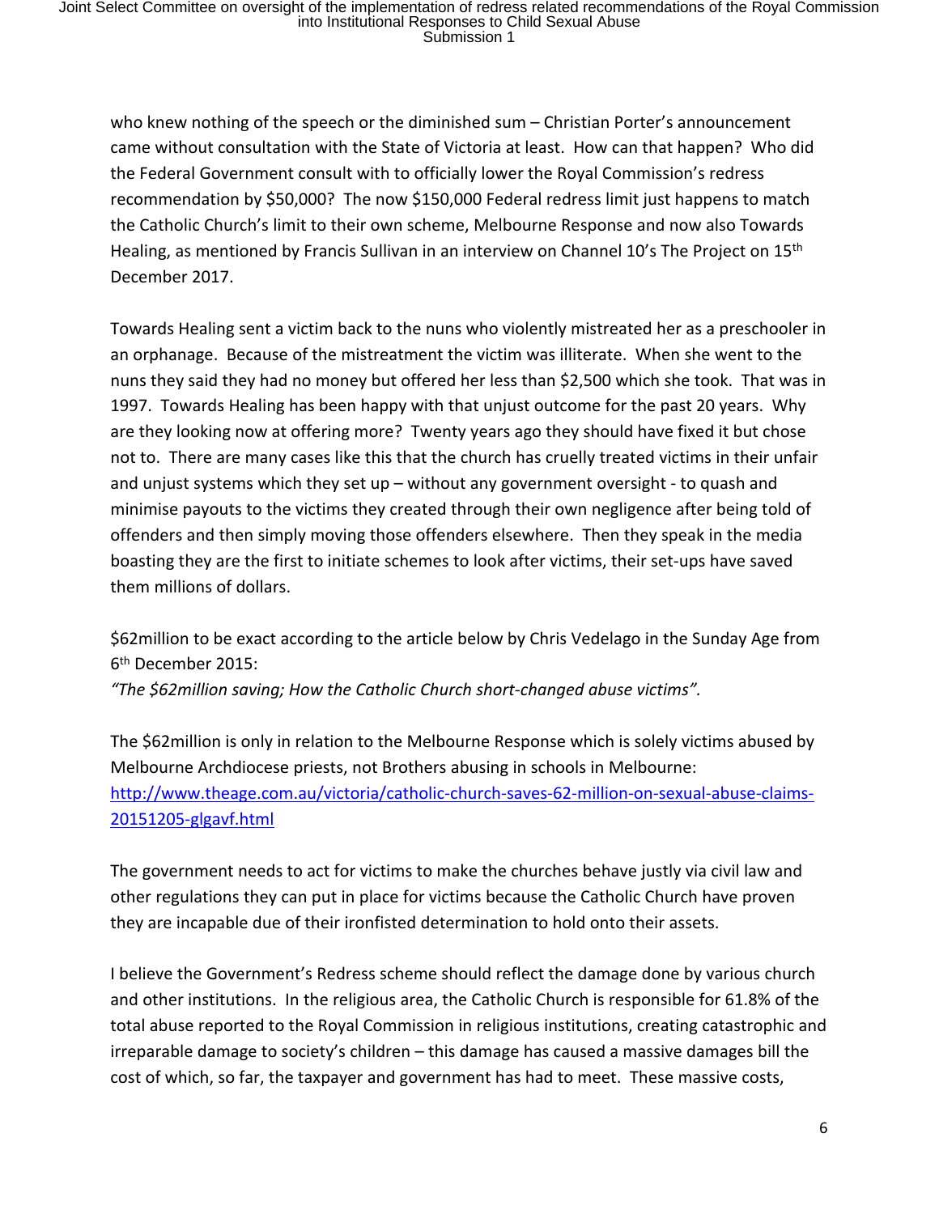who knew nothing of the speech or the diminished sum – Christian Porter's announcement came without consultation with the State of Victoria at least. How can that happen? Who did the Federal Government consult with to officially lower the Royal Commission's redress recommendation by $50,000? The now $150,000 Federal redress limit just happens to match the Catholic Church's limit to their own scheme, Melbourne Response and now also Towards Healing, as mentioned by Francis Sullivan in an interview on Channel 10's The Project on 15th December 2017.

Towards Healing sent a victim back to the nuns who violently mistreated her as a preschooler in an orphanage. Because of the mistreatment the victim was illiterate. When she went to the nuns they said they had no money but offered her less than $2,500 which she took. That was in 1997. Towards Healing has been happy with that unjust outcome for the past 20 years. Why are they looking now at offering more? Twenty years ago they should have fixed it but chose not to. There are many cases like this that the church has cruelly treated victims in their unfair and unjust systems which they set up – without any government oversight - to quash and minimise payouts to the victims they created through their own negligence after being told of offenders and then simply moving those offenders elsewhere. Then they speak in the media boasting they are the first to initiate schemes to look after victims, their set-ups have saved them millions of dollars.

$62million to be exact according to the article below by Chris Vedelago in the Sunday Age from 6th December 2015:
*"The $62million saving; How the Catholic Church short-changed abuse victims".*

The $62million is only in relation to the Melbourne Response which is solely victims abused by Melbourne Archdiocese priests, not Brothers abusing in schools in Melbourne:
[http://www.theage.com.au/victoria/catholic-church-saves-62-million-on-sexual-abuse-claims-20151205-glgavf.html](http://www.theage.com.au/victoria/catholic-church-saves-62-million-on-sexual-abuse-claims-20151205-glgavf.html)

The government needs to act for victims to make the churches behave justly via civil law and other regulations they can put in place for victims because the Catholic Church have proven they are incapable due of their ironfisted determination to hold onto their assets.

I believe the Government's Redress scheme should reflect the damage done by various church and other institutions. In the religious area, the Catholic Church is responsible for 61.8% of the total abuse reported to the Royal Commission in religious institutions, creating catastrophic and irreparable damage to society's children – this damage has caused a massive damages bill the cost of which, so far, the taxpayer and government has had to meet. These massive costs,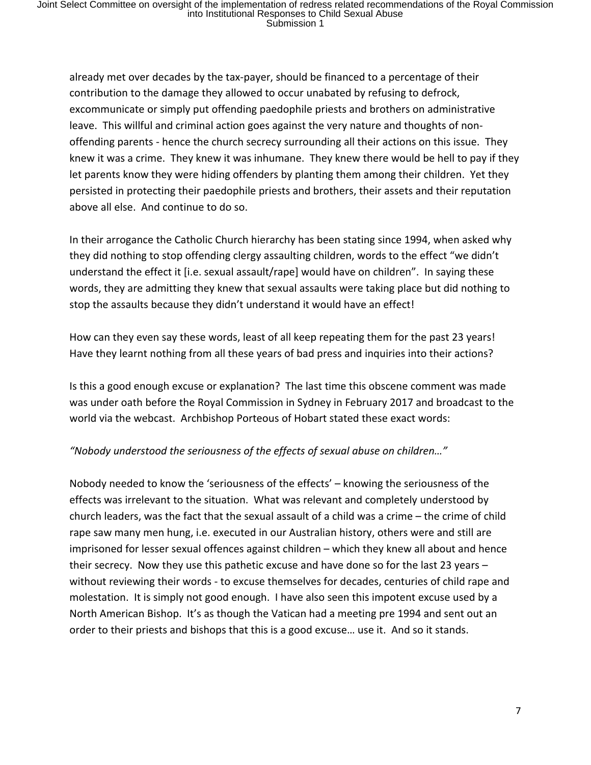already met over decades by the tax-payer, should be financed to a percentage of their contribution to the damage they allowed to occur unabated by refusing to defrock, excommunicate or simply put offending paedophile priests and brothers on administrative leave. This willful and criminal action goes against the very nature and thoughts of non-offending parents - hence the church secrecy surrounding all their actions on this issue. They knew it was a crime. They knew it was inhumane. They knew there would be hell to pay if they let parents know they were hiding offenders by planting them among their children. Yet they persisted in protecting their paedophile priests and brothers, their assets and their reputation above all else. And continue to do so.

In their arrogance the Catholic Church hierarchy has been stating since 1994, when asked why they did nothing to stop offending clergy assaulting children, words to the effect "we didn't understand the effect it [i.e. sexual assault/rape] would have on children". In saying these words, they are admitting they knew that sexual assaults were taking place but did nothing to stop the assaults because they didn't understand it would have an effect!

How can they even say these words, least of all keep repeating them for the past 23 years! Have they learnt nothing from all these years of bad press and inquiries into their actions?

Is this a good enough excuse or explanation? The last time this obscene comment was made was under oath before the Royal Commission in Sydney in February 2017 and broadcast to the world via the webcast. Archbishop Porteous of Hobart stated these exact words:

*"Nobody understood the seriousness of the effects of sexual abuse on children…"*

Nobody needed to know the 'seriousness of the effects' – knowing the seriousness of the effects was irrelevant to the situation. What was relevant and completely understood by church leaders, was the fact that the sexual assault of a child was a crime – the crime of child rape saw many men hung, i.e. executed in our Australian history, others were and still are imprisoned for lesser sexual offences against children – which they knew all about and hence their secrecy. Now they use this pathetic excuse and have done so for the last 23 years – without reviewing their words - to excuse themselves for decades, centuries of child rape and molestation. It is simply not good enough. I have also seen this impotent excuse used by a North American Bishop. It's as though the Vatican had a meeting pre 1994 and sent out an order to their priests and bishops that this is a good excuse… use it. And so it stands.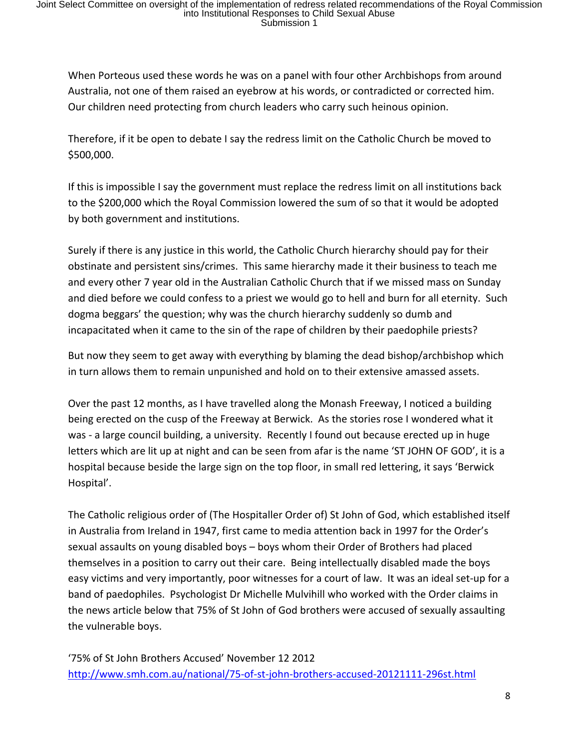When Porteous used these words he was on a panel with four other Archbishops from around Australia, not one of them raised an eyebrow at his words, or contradicted or corrected him. Our children need protecting from church leaders who carry such heinous opinion.

Therefore, if it be open to debate I say the redress limit on the Catholic Church be moved to $500,000.

If this is impossible I say the government must replace the redress limit on all institutions back to the $200,000 which the Royal Commission lowered the sum of so that it would be adopted by both government and institutions.

Surely if there is any justice in this world, the Catholic Church hierarchy should pay for their obstinate and persistent sins/crimes. This same hierarchy made it their business to teach me and every other 7 year old in the Australian Catholic Church that if we missed mass on Sunday and died before we could confess to a priest we would go to hell and burn for all eternity. Such dogma beggars' the question; why was the church hierarchy suddenly so dumb and incapacitated when it came to the sin of the rape of children by their paedophile priests?

But now they seem to get away with everything by blaming the dead bishop/archbishop which in turn allows them to remain unpunished and hold on to their extensive amassed assets.

Over the past 12 months, as I have travelled along the Monash Freeway, I noticed a building being erected on the cusp of the Freeway at Berwick. As the stories rose I wondered what it was - a large council building, a university. Recently I found out because erected up in huge letters which are lit up at night and can be seen from afar is the name 'ST JOHN OF GOD', it is a hospital because beside the large sign on the top floor, in small red lettering, it says 'Berwick Hospital'.

The Catholic religious order of (The Hospitaller Order of) St John of God, which established itself in Australia from Ireland in 1947, first came to media attention back in 1997 for the Order's sexual assaults on young disabled boys – boys whom their Order of Brothers had placed themselves in a position to carry out their care. Being intellectually disabled made the boys easy victims and very importantly, poor witnesses for a court of law. It was an ideal set-up for a band of paedophiles. Psychologist Dr Michelle Mulvihill who worked with the Order claims in the news article below that 75% of St John of God brothers were accused of sexually assaulting the vulnerable boys.

'75% of St John Brothers Accused' November 12 2012
http://www.smh.com.au/national/75-of-st-john-brothers-accused-20121111-296st.html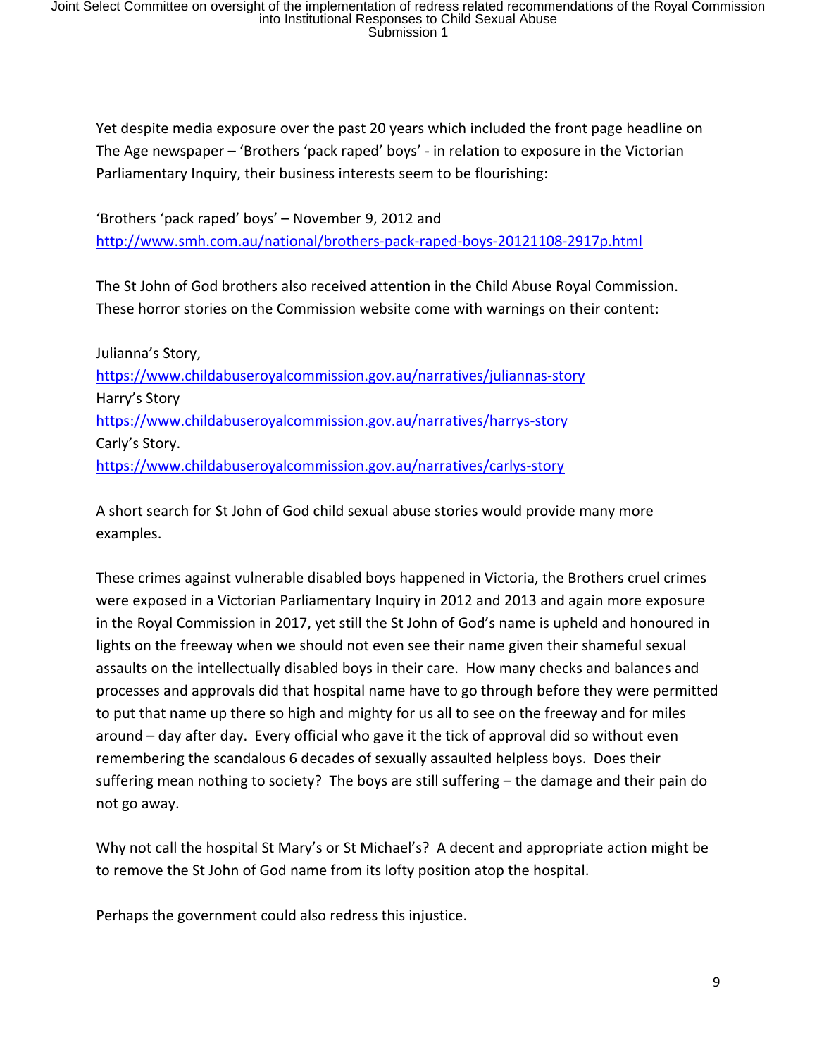Yet despite media exposure over the past 20 years which included the front page headline on The Age newspaper – 'Brothers 'pack raped' boys' - in relation to exposure in the Victorian Parliamentary Inquiry, their business interests seem to be flourishing:

'Brothers 'pack raped' boys' – November 9, 2012 and
http://www.smh.com.au/national/brothers-pack-raped-boys-20121108-2917p.html

The St John of God brothers also received attention in the Child Abuse Royal Commission. These horror stories on the Commission website come with warnings on their content:

Julianna's Story,
https://www.childabuseroyalcommission.gov.au/narratives/juliannas-story
Harry's Story
https://www.childabuseroyalcommission.gov.au/narratives/harrys-story
Carly's Story.
https://www.childabuseroyalcommission.gov.au/narratives/carlys-story

A short search for St John of God child sexual abuse stories would provide many more examples.

These crimes against vulnerable disabled boys happened in Victoria, the Brothers cruel crimes were exposed in a Victorian Parliamentary Inquiry in 2012 and 2013 and again more exposure in the Royal Commission in 2017, yet still the St John of God's name is upheld and honoured in lights on the freeway when we should not even see their name given their shameful sexual assaults on the intellectually disabled boys in their care. How many checks and balances and processes and approvals did that hospital name have to go through before they were permitted to put that name up there so high and mighty for us all to see on the freeway and for miles around – day after day. Every official who gave it the tick of approval did so without even remembering the scandalous 6 decades of sexually assaulted helpless boys. Does their suffering mean nothing to society? The boys are still suffering – the damage and their pain do not go away.

Why not call the hospital St Mary's or St Michael's? A decent and appropriate action might be to remove the St John of God name from its lofty position atop the hospital.

Perhaps the government could also redress this injustice.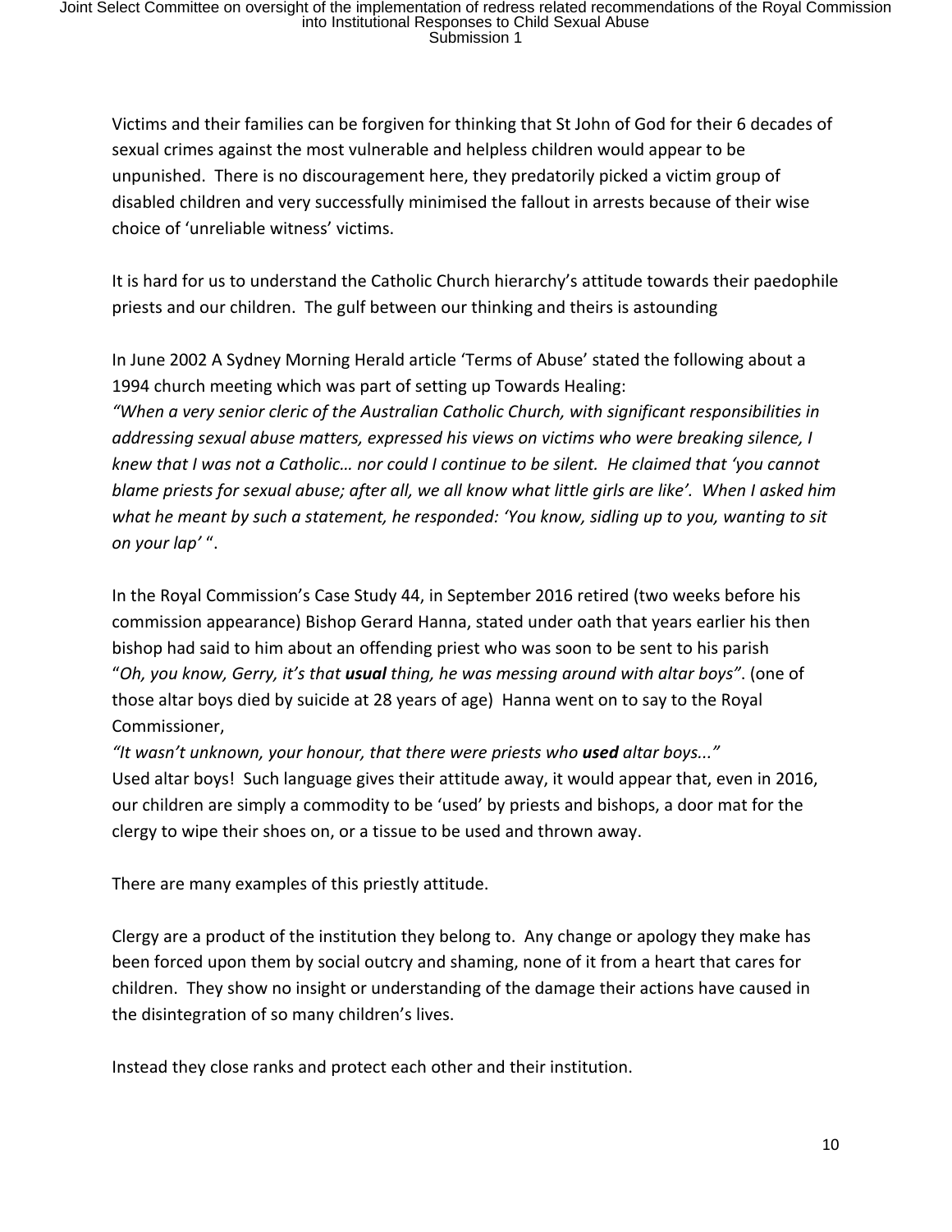Victims and their families can be forgiven for thinking that St John of God for their 6 decades of sexual crimes against the most vulnerable and helpless children would appear to be unpunished. There is no discouragement here, they predatorily picked a victim group of disabled children and very successfully minimised the fallout in arrests because of their wise choice of 'unreliable witness' victims.

It is hard for us to understand the Catholic Church hierarchy's attitude towards their paedophile priests and our children. The gulf between our thinking and theirs is astounding

In June 2002 A Sydney Morning Herald article 'Terms of Abuse' stated the following about a 1994 church meeting which was part of setting up Towards Healing:
*"When a very senior cleric of the Australian Catholic Church, with significant responsibilities in addressing sexual abuse matters, expressed his views on victims who were breaking silence, I knew that I was not a Catholic… nor could I continue to be silent. He claimed that 'you cannot blame priests for sexual abuse; after all, we all know what little girls are like'. When I asked him what he meant by such a statement, he responded: 'You know, sidling up to you, wanting to sit on your lap'* ".

In the Royal Commission's Case Study 44, in September 2016 retired (two weeks before his commission appearance) Bishop Gerard Hanna, stated under oath that years earlier his then bishop had said to him about an offending priest who was soon to be sent to his parish "*Oh, you know, Gerry, it's that **usual** thing, he was messing around with altar boys"*. (one of those altar boys died by suicide at 28 years of age) Hanna went on to say to the Royal Commissioner,
*"It wasn't unknown, your honour, that there were priests who **used** altar boys..."*
Used altar boys! Such language gives their attitude away, it would appear that, even in 2016, our children are simply a commodity to be 'used' by priests and bishops, a door mat for the clergy to wipe their shoes on, or a tissue to be used and thrown away.

There are many examples of this priestly attitude.

Clergy are a product of the institution they belong to. Any change or apology they make has been forced upon them by social outcry and shaming, none of it from a heart that cares for children. They show no insight or understanding of the damage their actions have caused in the disintegration of so many children's lives.

Instead they close ranks and protect each other and their institution.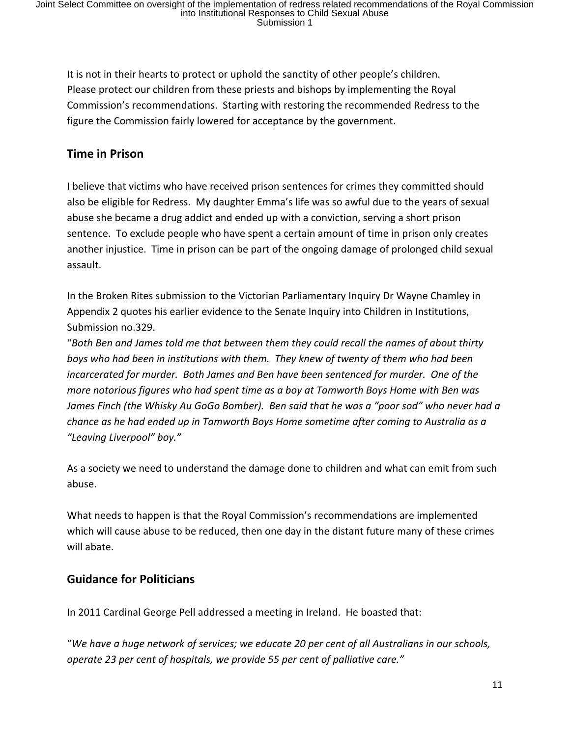It is not in their hearts to protect or uphold the sanctity of other people's children. Please protect our children from these priests and bishops by implementing the Royal Commission's recommendations. Starting with restoring the recommended Redress to the figure the Commission fairly lowered for acceptance by the government.

## Time in Prison

I believe that victims who have received prison sentences for crimes they committed should also be eligible for Redress. My daughter Emma's life was so awful due to the years of sexual abuse she became a drug addict and ended up with a conviction, serving a short prison sentence. To exclude people who have spent a certain amount of time in prison only creates another injustice. Time in prison can be part of the ongoing damage of prolonged child sexual assault.

In the Broken Rites submission to the Victorian Parliamentary Inquiry Dr Wayne Chamley in Appendix 2 quotes his earlier evidence to the Senate Inquiry into Children in Institutions, Submission no.329.

"*Both Ben and James told me that between them they could recall the names of about thirty boys who had been in institutions with them. They knew of twenty of them who had been incarcerated for murder. Both James and Ben have been sentenced for murder. One of the more notorious figures who had spent time as a boy at Tamworth Boys Home with Ben was James Finch (the Whisky Au GoGo Bomber). Ben said that he was a "poor sod" who never had a chance as he had ended up in Tamworth Boys Home sometime after coming to Australia as a "Leaving Liverpool" boy."*

As a society we need to understand the damage done to children and what can emit from such abuse.

What needs to happen is that the Royal Commission's recommendations are implemented which will cause abuse to be reduced, then one day in the distant future many of these crimes will abate.

## Guidance for Politicians

In 2011 Cardinal George Pell addressed a meeting in Ireland. He boasted that:

"*We have a huge network of services; we educate 20 per cent of all Australians in our schools, operate 23 per cent of hospitals, we provide 55 per cent of palliative care."*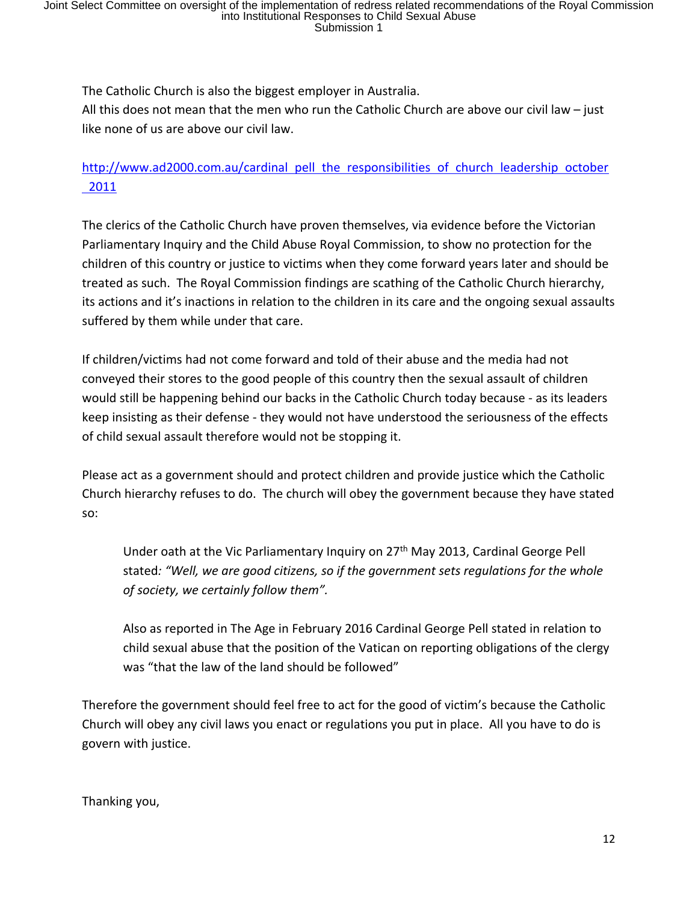The Catholic Church is also the biggest employer in Australia.
All this does not mean that the men who run the Catholic Church are above our civil law – just like none of us are above our civil law.

http://www.ad2000.com.au/cardinal_pell_the_responsibilities_of_church_leadership_october_2011

The clerics of the Catholic Church have proven themselves, via evidence before the Victorian Parliamentary Inquiry and the Child Abuse Royal Commission, to show no protection for the children of this country or justice to victims when they come forward years later and should be treated as such. The Royal Commission findings are scathing of the Catholic Church hierarchy, its actions and it's inactions in relation to the children in its care and the ongoing sexual assaults suffered by them while under that care.

If children/victims had not come forward and told of their abuse and the media had not conveyed their stores to the good people of this country then the sexual assault of children would still be happening behind our backs in the Catholic Church today because - as its leaders keep insisting as their defense - they would not have understood the seriousness of the effects of child sexual assault therefore would not be stopping it.

Please act as a government should and protect children and provide justice which the Catholic Church hierarchy refuses to do. The church will obey the government because they have stated so:

> Under oath at the Vic Parliamentary Inquiry on 27th May 2013, Cardinal George Pell stated*: "Well, we are good citizens, so if the government sets regulations for the whole of society, we certainly follow them".*
>
> Also as reported in The Age in February 2016 Cardinal George Pell stated in relation to child sexual abuse that the position of the Vatican on reporting obligations of the clergy was "that the law of the land should be followed"

Therefore the government should feel free to act for the good of victim's because the Catholic Church will obey any civil laws you enact or regulations you put in place. All you have to do is govern with justice.

Thanking you,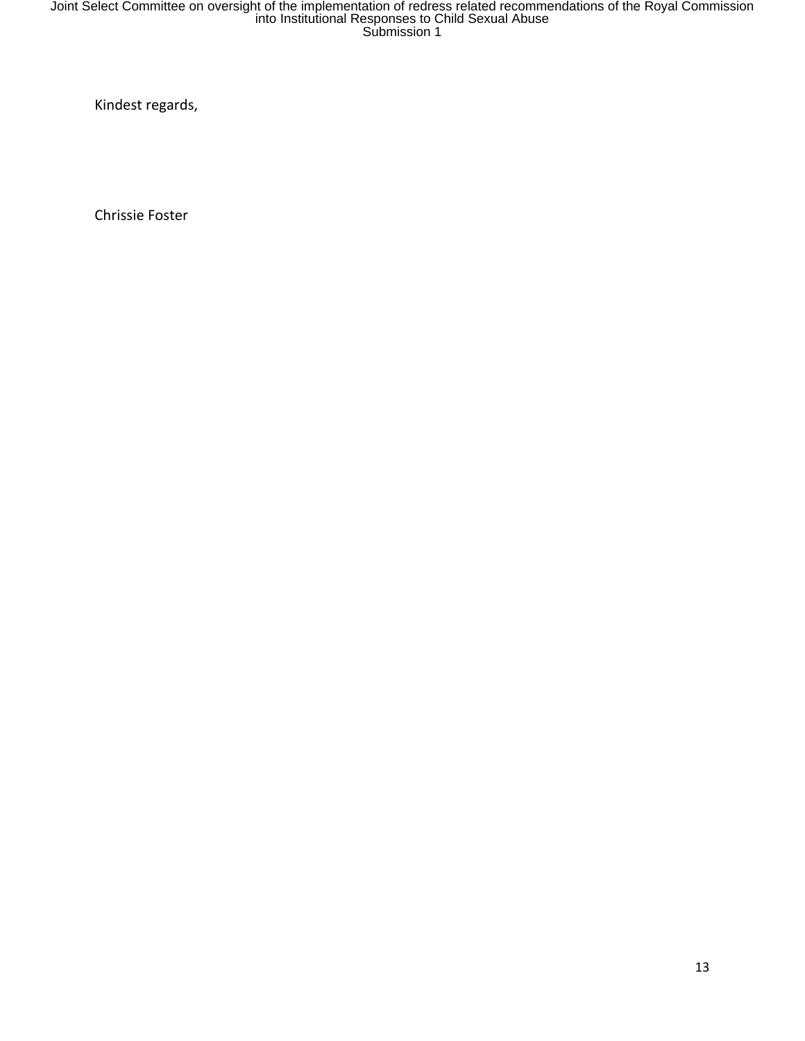Kindest regards,

Chrissie Foster